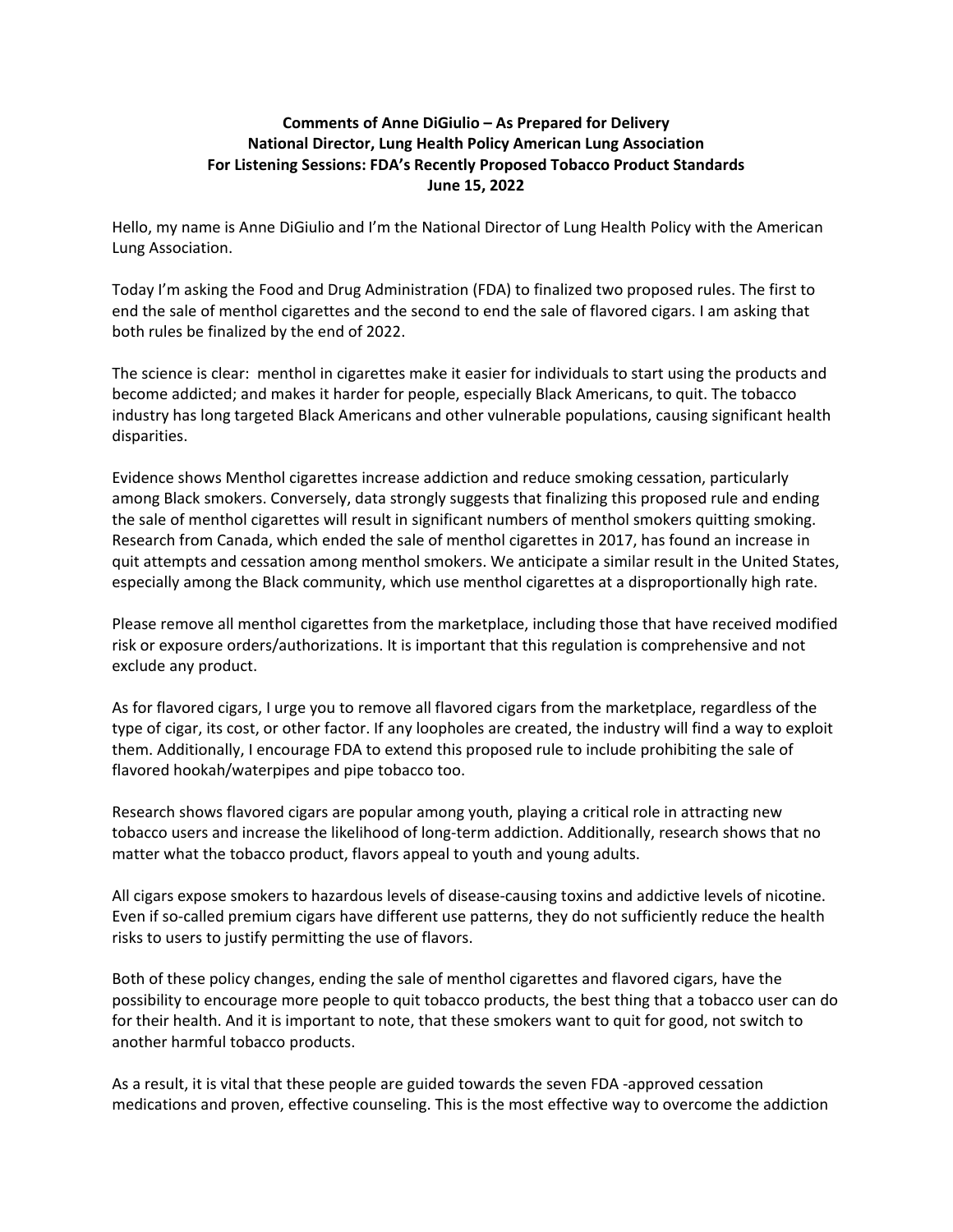**Comments of Anne DiGiulio – As Prepared for Delivery**
**National Director, Lung Health Policy American Lung Association**
**For Listening Sessions: FDA's Recently Proposed Tobacco Product Standards**
**June 15, 2022**

Hello, my name is Anne DiGiulio and I'm the National Director of Lung Health Policy with the American Lung Association.

Today I'm asking the Food and Drug Administration (FDA) to finalized two proposed rules. The first to end the sale of menthol cigarettes and the second to end the sale of flavored cigars. I am asking that both rules be finalized by the end of 2022.

The science is clear: menthol in cigarettes make it easier for individuals to start using the products and become addicted; and makes it harder for people, especially Black Americans, to quit. The tobacco industry has long targeted Black Americans and other vulnerable populations, causing significant health disparities.

Evidence shows Menthol cigarettes increase addiction and reduce smoking cessation, particularly among Black smokers. Conversely, data strongly suggests that finalizing this proposed rule and ending the sale of menthol cigarettes will result in significant numbers of menthol smokers quitting smoking. Research from Canada, which ended the sale of menthol cigarettes in 2017, has found an increase in quit attempts and cessation among menthol smokers. We anticipate a similar result in the United States, especially among the Black community, which use menthol cigarettes at a disproportionally high rate.

Please remove all menthol cigarettes from the marketplace, including those that have received modified risk or exposure orders/authorizations. It is important that this regulation is comprehensive and not exclude any product.

As for flavored cigars, I urge you to remove all flavored cigars from the marketplace, regardless of the type of cigar, its cost, or other factor. If any loopholes are created, the industry will find a way to exploit them. Additionally, I encourage FDA to extend this proposed rule to include prohibiting the sale of flavored hookah/waterpipes and pipe tobacco too.

Research shows flavored cigars are popular among youth, playing a critical role in attracting new tobacco users and increase the likelihood of long-term addiction. Additionally, research shows that no matter what the tobacco product, flavors appeal to youth and young adults.

All cigars expose smokers to hazardous levels of disease-causing toxins and addictive levels of nicotine. Even if so-called premium cigars have different use patterns, they do not sufficiently reduce the health risks to users to justify permitting the use of flavors.

Both of these policy changes, ending the sale of menthol cigarettes and flavored cigars, have the possibility to encourage more people to quit tobacco products, the best thing that a tobacco user can do for their health. And it is important to note, that these smokers want to quit for good, not switch to another harmful tobacco products.

As a result, it is vital that these people are guided towards the seven FDA -approved cessation medications and proven, effective counseling. This is the most effective way to overcome the addiction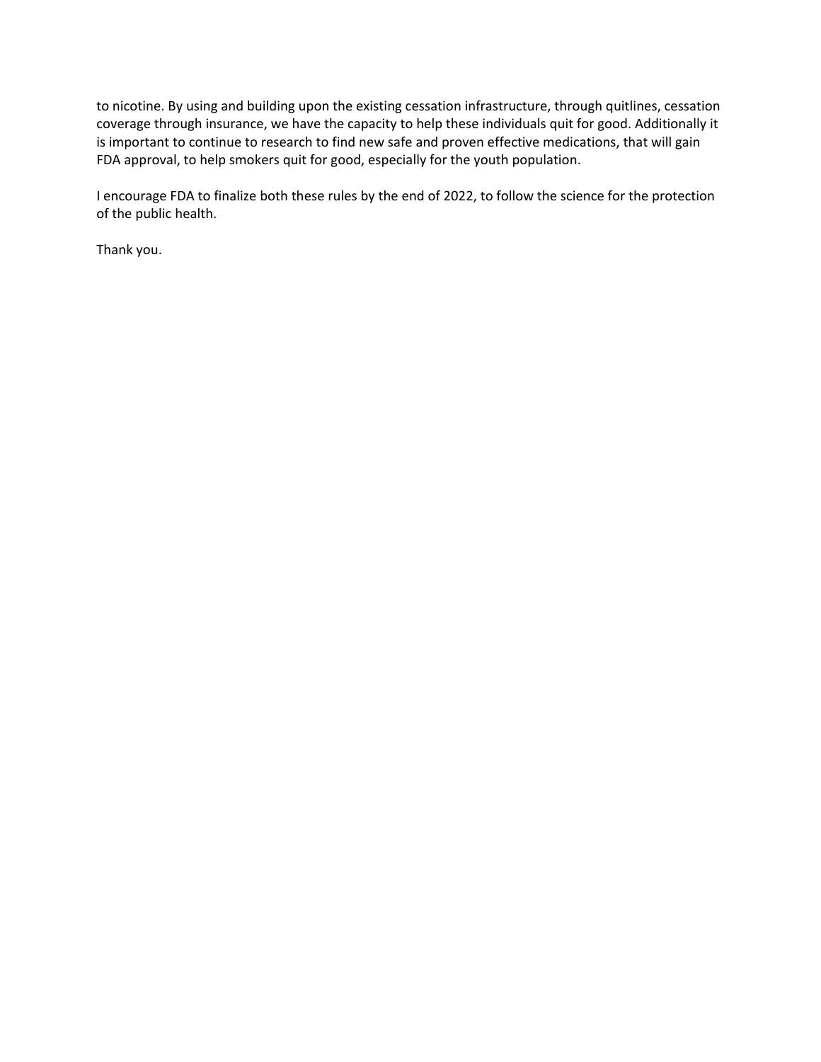to nicotine. By using and building upon the existing cessation infrastructure, through quitlines, cessation coverage through insurance, we have the capacity to help these individuals quit for good. Additionally it is important to continue to research to find new safe and proven effective medications, that will gain FDA approval, to help smokers quit for good, especially for the youth population.

I encourage FDA to finalize both these rules by the end of 2022, to follow the science for the protection of the public health.

Thank you.